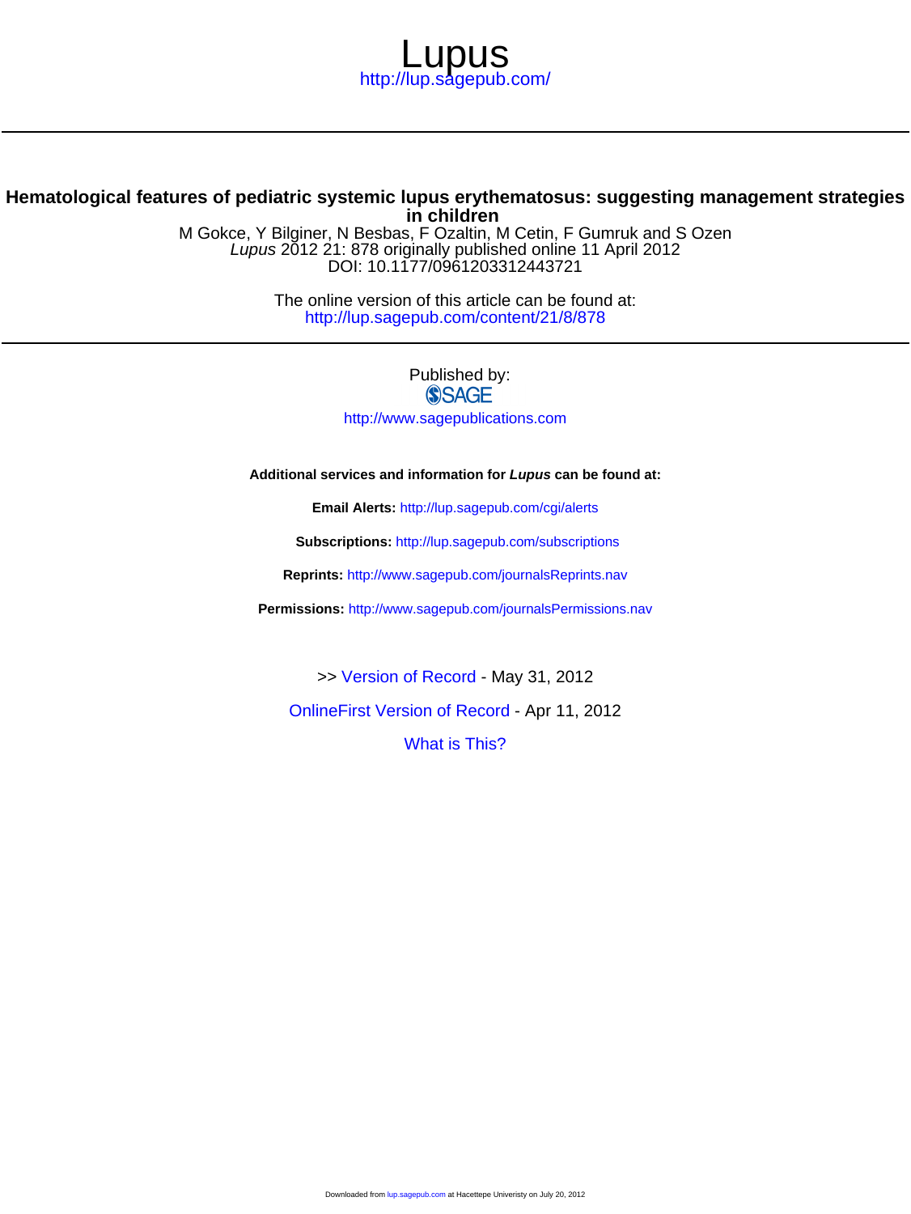# Lupus

http://lup.sagepub.com/

## Hematological features of pediatric systemic lupus erythematosus: suggesting management strategies in children

M Gokce, Y Bilginer, N Besbas, F Ozaltin, M Cetin, F Gumruk and S Ozen

*Lupus* 2012 21: 878 originally published online 11 April 2012

DOI: 10.1177/0961203312443721

The online version of this article can be found at:

http://lup.sagepub.com/content/21/8/878

Published by:

SAGE

http://www.sagepublications.com

**Additional services and information for *Lupus* can be found at:**

**Email Alerts:** http://lup.sagepub.com/cgi/alerts

**Subscriptions:** http://lup.sagepub.com/subscriptions

**Reprints:** http://www.sagepub.com/journalsReprints.nav

**Permissions:** http://www.sagepub.com/journalsPermissions.nav

>> Version of Record - May 31, 2012

OnlineFirst Version of Record - Apr 11, 2012

What is This?

Downloaded from lup.sagepub.com at Hacettepe Univeristy on July 20, 2012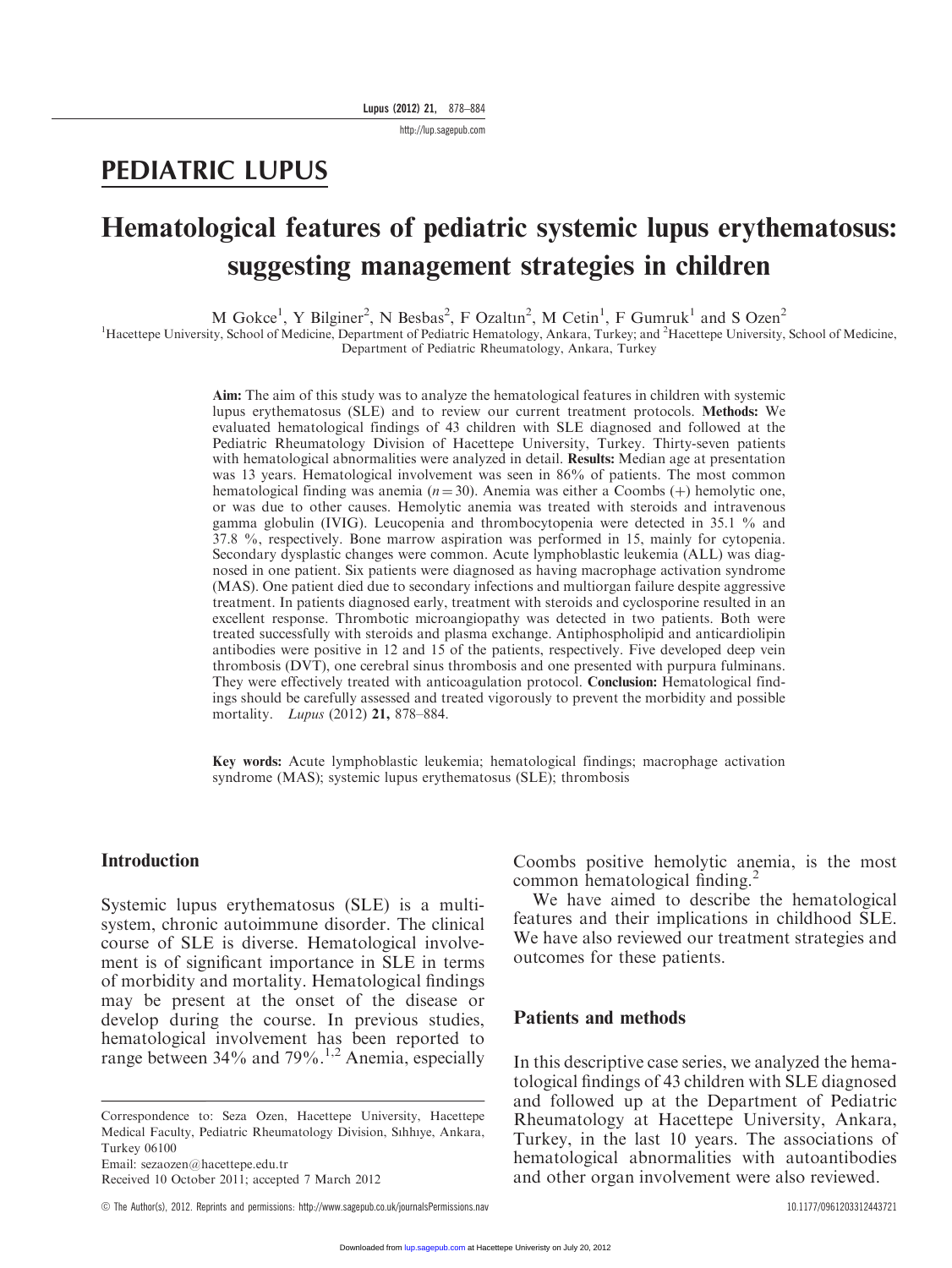## PEDIATRIC LUPUS

# Hematological features of pediatric systemic lupus erythematosus: suggesting management strategies in children

M Gokce[1], Y Bilginer[2], N Besbas[2], F Ozaltın[2], M Cetin[1], F Gumruk[1] and S Ozen[2]

[1]Hacettepe University, School of Medicine, Department of Pediatric Hematology, Ankara, Turkey; and [2]Hacettepe University, School of Medicine, Department of Pediatric Rheumatology, Ankara, Turkey

**Aim:** The aim of this study was to analyze the hematological features in children with systemic lupus erythematosus (SLE) and to review our current treatment protocols. **Methods:** We evaluated hematological findings of 43 children with SLE diagnosed and followed at the Pediatric Rheumatology Division of Hacettepe University, Turkey. Thirty-seven patients with hematological abnormalities were analyzed in detail. **Results:** Median age at presentation was 13 years. Hematological involvement was seen in 86% of patients. The most common hematological finding was anemia ($n = 30$). Anemia was either a Coombs (+) hemolytic one, or was due to other causes. Hemolytic anemia was treated with steroids and intravenous gamma globulin (IVIG). Leucopenia and thrombocytopenia were detected in 35.1 % and 37.8 %, respectively. Bone marrow aspiration was performed in 15, mainly for cytopenia. Secondary dysplastic changes were common. Acute lymphoblastic leukemia (ALL) was diagnosed in one patient. Six patients were diagnosed as having macrophage activation syndrome (MAS). One patient died due to secondary infections and multiorgan failure despite aggressive treatment. In patients diagnosed early, treatment with steroids and cyclosporine resulted in an excellent response. Thrombotic microangiopathy was detected in two patients. Both were treated successfully with steroids and plasma exchange. Antiphospholipid and anticardiolipin antibodies were positive in 12 and 15 of the patients, respectively. Five developed deep vein thrombosis (DVT), one cerebral sinus thrombosis and one presented with purpura fulminans. They were effectively treated with anticoagulation protocol. **Conclusion:** Hematological findings should be carefully assessed and treated vigorously to prevent the morbidity and possible mortality. *Lupus* (2012) **21,** 878–884.

**Key words:** Acute lymphoblastic leukemia; hematological findings; macrophage activation syndrome (MAS); systemic lupus erythematosus (SLE); thrombosis

## Introduction

Systemic lupus erythematosus (SLE) is a multisystem, chronic autoimmune disorder. The clinical course of SLE is diverse. Hematological involvement is of significant importance in SLE in terms of morbidity and mortality. Hematological findings may be present at the onset of the disease or develop during the course. In previous studies, hematological involvement has been reported to range between 34% and 79%.[1,2] Anemia, especially Coombs positive hemolytic anemia, is the most common hematological finding.[2]

We have aimed to describe the hematological features and their implications in childhood SLE. We have also reviewed our treatment strategies and outcomes for these patients.

## Patients and methods

In this descriptive case series, we analyzed the hematological findings of 43 children with SLE diagnosed and followed up at the Department of Pediatric Rheumatology at Hacettepe University, Ankara, Turkey, in the last 10 years. The associations of hematological abnormalities with autoantibodies and other organ involvement were also reviewed.

Correspondence to: Seza Ozen, Hacettepe University, Hacettepe Medical Faculty, Pediatric Rheumatology Division, Sıhhıye, Ankara, Turkey 06100
Email: sezaozen@hacettepe.edu.tr
Received 10 October 2011; accepted 7 March 2012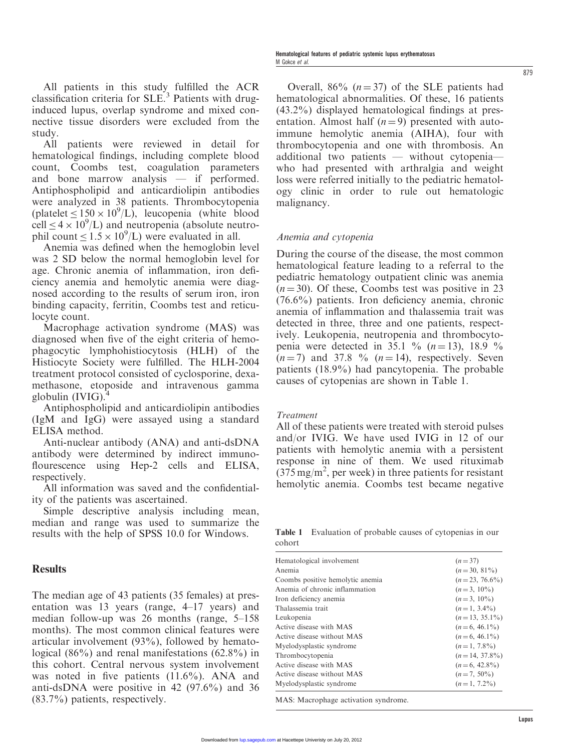All patients in this study fulfilled the ACR classification criteria for SLE.[3] Patients with drug-induced lupus, overlap syndrome and mixed connective tissue disorders were excluded from the study.

All patients were reviewed in detail for hematological findings, including complete blood count, Coombs test, coagulation parameters and bone marrow analysis — if performed. Antiphospholipid and anticardiolipin antibodies were analyzed in 38 patients. Thrombocytopenia (platelet $\leq 150 \times 10^9$/L), leucopenia (white blood cell $\leq 4 \times 10^9$/L) and neutropenia (absolute neutrophil count $\leq 1.5 \times 10^9$/L) were evaluated in all.

Anemia was defined when the hemoglobin level was 2 SD below the normal hemoglobin level for age. Chronic anemia of inflammation, iron deficiency anemia and hemolytic anemia were diagnosed according to the results of serum iron, iron binding capacity, ferritin, Coombs test and reticulocyte count.

Macrophage activation syndrome (MAS) was diagnosed when five of the eight criteria of hemophagocytic lymphohistiocytosis (HLH) of the Histiocyte Society were fulfilled. The HLH-2004 treatment protocol consisted of cyclosporine, dexamethasone, etoposide and intravenous gamma globulin (IVIG).[4]

Antiphospholipid and anticardiolipin antibodies (IgM and IgG) were assayed using a standard ELISA method.

Anti-nuclear antibody (ANA) and anti-dsDNA antibody were determined by indirect immunoflourescence using Hep-2 cells and ELISA, respectively.

All information was saved and the confidentiality of the patients was ascertained.

Simple descriptive analysis including mean, median and range was used to summarize the results with the help of SPSS 10.0 for Windows.

## Results

The median age of 43 patients (35 females) at presentation was 13 years (range, 4–17 years) and median follow-up was 26 months (range, 5–158 months). The most common clinical features were articular involvement (93%), followed by hematological (86%) and renal manifestations (62.8%) in this cohort. Central nervous system involvement was noted in five patients (11.6%). ANA and anti-dsDNA were positive in 42 (97.6%) and 36 (83.7%) patients, respectively.

Overall, 86% ($n = 37$) of the SLE patients had hematological abnormalities. Of these, 16 patients (43.2%) displayed hematological findings at presentation. Almost half ($n = 9$) presented with autoimmune hemolytic anemia (AIHA), four with thrombocytopenia and one with thrombosis. An additional two patients — without cytopenia— who had presented with arthralgia and weight loss were referred initially to the pediatric hematology clinic in order to rule out hematologic malignancy.

### *Anemia and cytopenia*

During the course of the disease, the most common hematological feature leading to a referral to the pediatric hematology outpatient clinic was anemia ($n = 30$). Of these, Coombs test was positive in 23 (76.6%) patients. Iron deficiency anemia, chronic anemia of inflammation and thalassemia trait was detected in three, three and one patients, respectively. Leukopenia, neutropenia and thrombocytopenia were detected in 35.1 % ($n = 13$), 18.9 % ($n = 7$) and 37.8 % ($n = 14$), respectively. Seven patients (18.9%) had pancytopenia. The probable causes of cytopenias are shown in Table 1.

### *Treatment*

All of these patients were treated with steroid pulses and/or IVIG. We have used IVIG in 12 of our patients with hemolytic anemia with a persistent response in nine of them. We used rituximab (375 mg/m$^2$, per week) in three patients for resistant hemolytic anemia. Coombs test became negative

**Table 1** Evaluation of probable causes of cytopenias in our cohort

| | |
|---|---|
| Hematological involvement | ($n = 37$) |
| Anemia | ($n = 30$, 81%) |
| Coombs positive hemolytic anemia | ($n = 23$, 76.6%) |
| Anemia of chronic inflammation | ($n = 3$, 10%) |
| Iron deficiency anemia | ($n = 3$, 10%) |
| Thalassemia trait | ($n = 1$, 3.4%) |
| Leukopenia | ($n = 13$, 35.1%) |
| Active disease with MAS | ($n = 6$, 46.1%) |
| Active disease without MAS | ($n = 6$, 46.1%) |
| Myelodysplastic syndrome | ($n = 1$, 7.8%) |
| Thrombocytopenia | ($n = 14$, 37.8%) |
| Active disease with MAS | ($n = 6$, 42.8%) |
| Active disease without MAS | ($n = 7$, 50%) |
| Myelodysplastic syndrome | ($n = 1$, 7.2%) |

MAS: Macrophage activation syndrome.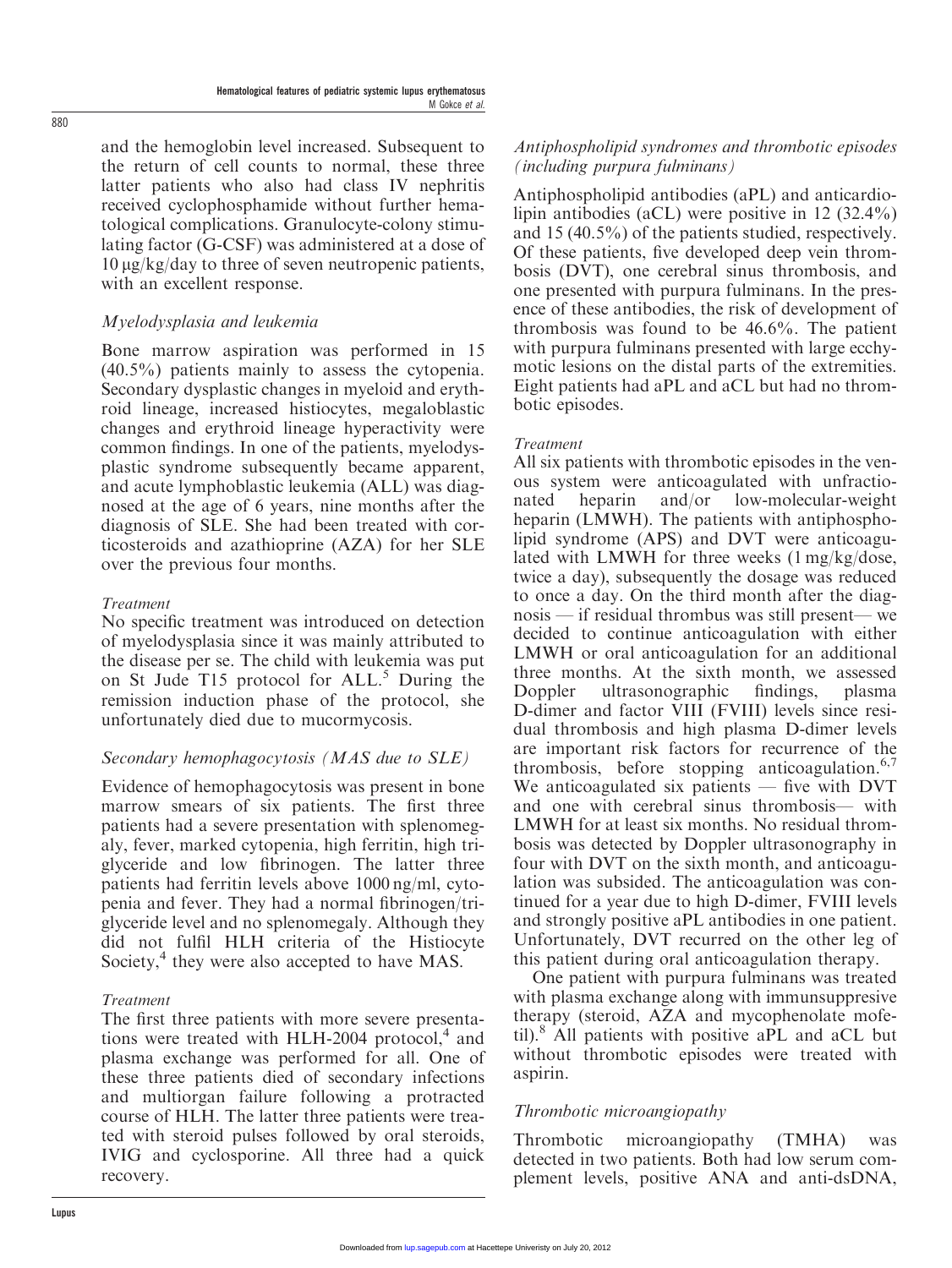and the hemoglobin level increased. Subsequent to the return of cell counts to normal, these three latter patients who also had class IV nephritis received cyclophosphamide without further hematological complications. Granulocyte-colony stimulating factor (G-CSF) was administered at a dose of 10 μg/kg/day to three of seven neutropenic patients, with an excellent response.

### *Myelodysplasia and leukemia*

Bone marrow aspiration was performed in 15 (40.5%) patients mainly to assess the cytopenia. Secondary dysplastic changes in myeloid and erythroid lineage, increased histiocytes, megaloblastic changes and erythroid lineage hyperactivity were common findings. In one of the patients, myelodysplastic syndrome subsequently became apparent, and acute lymphoblastic leukemia (ALL) was diagnosed at the age of 6 years, nine months after the diagnosis of SLE. She had been treated with corticosteroids and azathioprine (AZA) for her SLE over the previous four months.

#### *Treatment*

No specific treatment was introduced on detection of myelodysplasia since it was mainly attributed to the disease per se. The child with leukemia was put on St Jude T15 protocol for ALL.[5] During the remission induction phase of the protocol, she unfortunately died due to mucormycosis.

### *Secondary hemophagocytosis (MAS due to SLE)*

Evidence of hemophagocytosis was present in bone marrow smears of six patients. The first three patients had a severe presentation with splenomegaly, fever, marked cytopenia, high ferritin, high triglyceride and low fibrinogen. The latter three patients had ferritin levels above 1000 ng/ml, cytopenia and fever. They had a normal fibrinogen/triglyceride level and no splenomegaly. Although they did not fulfil HLH criteria of the Histiocyte Society,[4] they were also accepted to have MAS.

#### *Treatment*

The first three patients with more severe presentations were treated with HLH-2004 protocol,[4] and plasma exchange was performed for all. One of these three patients died of secondary infections and multiorgan failure following a protracted course of HLH. The latter three patients were treated with steroid pulses followed by oral steroids, IVIG and cyclosporine. All three had a quick recovery.

### *Antiphospholipid syndromes and thrombotic episodes (including purpura fulminans)*

Antiphospholipid antibodies (aPL) and anticardiolipin antibodies (aCL) were positive in 12 (32.4%) and 15 (40.5%) of the patients studied, respectively. Of these patients, five developed deep vein thrombosis (DVT), one cerebral sinus thrombosis, and one presented with purpura fulminans. In the presence of these antibodies, the risk of development of thrombosis was found to be 46.6%. The patient with purpura fulminans presented with large ecchymotic lesions on the distal parts of the extremities. Eight patients had aPL and aCL but had no thrombotic episodes.

#### *Treatment*

All six patients with thrombotic episodes in the venous system were anticoagulated with unfractionated heparin and/or low-molecular-weight heparin (LMWH). The patients with antiphospholipid syndrome (APS) and DVT were anticoagulated with LMWH for three weeks (1 mg/kg/dose, twice a day), subsequently the dosage was reduced to once a day. On the third month after the diagnosis — if residual thrombus was still present— we decided to continue anticoagulation with either LMWH or oral anticoagulation for an additional three months. At the sixth month, we assessed Doppler ultrasonographic findings, plasma D-dimer and factor VIII (FVIII) levels since residual thrombosis and high plasma D-dimer levels are important risk factors for recurrence of the thrombosis, before stopping anticoagulation.[6,7] We anticoagulated six patients — five with DVT and one with cerebral sinus thrombosis— with LMWH for at least six months. No residual thrombosis was detected by Doppler ultrasonography in four with DVT on the sixth month, and anticoagulation was subsided. The anticoagulation was continued for a year due to high D-dimer, FVIII levels and strongly positive aPL antibodies in one patient. Unfortunately, DVT recurred on the other leg of this patient during oral anticoagulation therapy.

One patient with purpura fulminans was treated with plasma exchange along with immunsuppresive therapy (steroid, AZA and mycophenolate mofetil).[8] All patients with positive aPL and aCL but without thrombotic episodes were treated with aspirin.

### *Thrombotic microangiopathy*

Thrombotic microangiopathy (TMHA) was detected in two patients. Both had low serum complement levels, positive ANA and anti-dsDNA,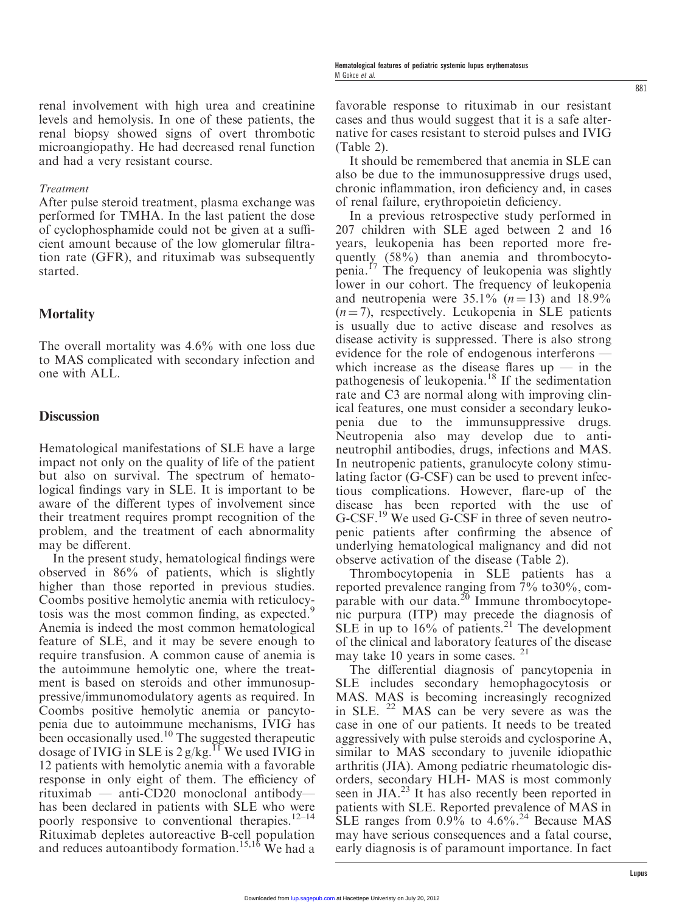renal involvement with high urea and creatinine levels and hemolysis. In one of these patients, the renal biopsy showed signs of overt thrombotic microangiopathy. He had decreased renal function and had a very resistant course.

*Treatment*

After pulse steroid treatment, plasma exchange was performed for TMHA. In the last patient the dose of cyclophosphamide could not be given at a sufficient amount because of the low glomerular filtration rate (GFR), and rituximab was subsequently started.

## Mortality

The overall mortality was 4.6% with one loss due to MAS complicated with secondary infection and one with ALL.

## Discussion

Hematological manifestations of SLE have a large impact not only on the quality of life of the patient but also on survival. The spectrum of hematological findings vary in SLE. It is important to be aware of the different types of involvement since their treatment requires prompt recognition of the problem, and the treatment of each abnormality may be different.

In the present study, hematological findings were observed in 86% of patients, which is slightly higher than those reported in previous studies. Coombs positive hemolytic anemia with reticulocytosis was the most common finding, as expected.[9] Anemia is indeed the most common hematological feature of SLE, and it may be severe enough to require transfusion. A common cause of anemia is the autoimmune hemolytic one, where the treatment is based on steroids and other immunosuppressive/immunomodulatory agents as required. In Coombs positive hemolytic anemia or pancytopenia due to autoimmune mechanisms, IVIG has been occasionally used.[10] The suggested therapeutic dosage of IVIG in SLE is 2 g/kg.[11] We used IVIG in 12 patients with hemolytic anemia with a favorable response in only eight of them. The efficiency of rituximab — anti-CD20 monoclonal antibody— has been declared in patients with SLE who were poorly responsive to conventional therapies.[12–14] Rituximab depletes autoreactive B-cell population and reduces autoantibody formation.[15,16] We had a favorable response to rituximab in our resistant cases and thus would suggest that it is a safe alternative for cases resistant to steroid pulses and IVIG (Table 2).

It should be remembered that anemia in SLE can also be due to the immunosuppressive drugs used, chronic inflammation, iron deficiency and, in cases of renal failure, erythropoietin deficiency.

In a previous retrospective study performed in 207 children with SLE aged between 2 and 16 years, leukopenia has been reported more frequently (58%) than anemia and thrombocytopenia.[17] The frequency of leukopenia was slightly lower in our cohort. The frequency of leukopenia and neutropenia were 35.1% ($n = 13$) and 18.9% ($n = 7$), respectively. Leukopenia in SLE patients is usually due to active disease and resolves as disease activity is suppressed. There is also strong evidence for the role of endogenous interferons — which increase as the disease flares up — in the pathogenesis of leukopenia.[18] If the sedimentation rate and C3 are normal along with improving clinical features, one must consider a secondary leukopenia due to the immunsuppressive drugs. Neutropenia also may develop due to anti-neutrophil antibodies, drugs, infections and MAS. In neutropenic patients, granulocyte colony stimulating factor (G-CSF) can be used to prevent infectious complications. However, flare-up of the disease has been reported with the use of G-CSF.[19] We used G-CSF in three of seven neutropenic patients after confirming the absence of underlying hematological malignancy and did not observe activation of the disease (Table 2).

Thrombocytopenia in SLE patients has a reported prevalence ranging from 7% to30%, comparable with our data.[20] Immune thrombocytopenic purpura (ITP) may precede the diagnosis of SLE in up to 16% of patients.[21] The development of the clinical and laboratory features of the disease may take 10 years in some cases.[21]

The differential diagnosis of pancytopenia in SLE includes secondary hemophagocytosis or MAS. MAS is becoming increasingly recognized in SLE.[22] MAS can be very severe as was the case in one of our patients. It needs to be treated aggressively with pulse steroids and cyclosporine A, similar to MAS secondary to juvenile idiopathic arthritis (JIA). Among pediatric rheumatologic disorders, secondary HLH- MAS is most commonly seen in JIA.[23] It has also recently been reported in patients with SLE. Reported prevalence of MAS in SLE ranges from 0.9% to 4.6%.[24] Because MAS may have serious consequences and a fatal course, early diagnosis is of paramount importance. In fact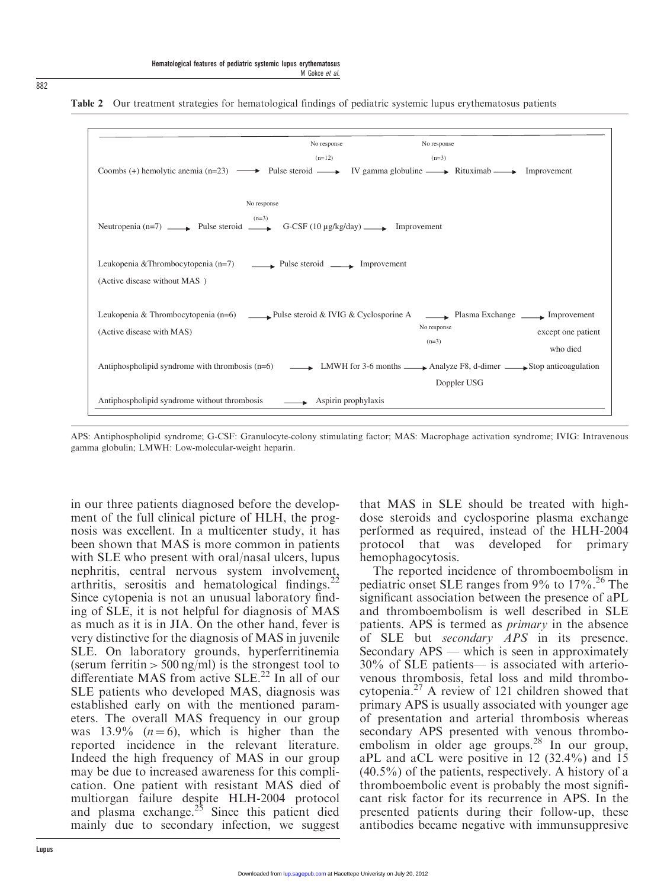**Table 2** Our treatment strategies for hematological findings of pediatric systemic lupus erythematosus patients

Coombs (+) hemolytic anemia (n=23) → Pulse steroid → No response (n=12) → IV gamma globuline → No response (n=3) → Rituximab → Improvement

Neutropenia (n=7) → Pulse steroid → No response (n=3) → G-CSF (10 µg/kg/day) → Improvement

Leukopenia &Thrombocytopenia (n=7) (Active disease without MAS) → Pulse steroid → Improvement

Leukopenia & Thrombocytopenia (n=6) (Active disease with MAS) → Pulse steroid & IVIG & Cyclosporine A → No response (n=3) → Plasma Exchange → Improvement except one patient who died

Antiphospholipid syndrome with thrombosis (n=6) → LMWH for 3-6 months → Analyze F8, d-dimer Doppler USG → Stop anticoagulation

Antiphospholipid syndrome without thrombosis → Aspirin prophylaxis

APS: Antiphospholipid syndrome; G-CSF: Granulocyte-colony stimulating factor; MAS: Macrophage activation syndrome; IVIG: Intravenous gamma globulin; LMWH: Low-molecular-weight heparin.

in our three patients diagnosed before the development of the full clinical picture of HLH, the prognosis was excellent. In a multicenter study, it has been shown that MAS is more common in patients with SLE who present with oral/nasal ulcers, lupus nephritis, central nervous system involvement, arthritis, serositis and hematological findings.[22] Since cytopenia is not an unusual laboratory finding of SLE, it is not helpful for diagnosis of MAS as much as it is in JIA. On the other hand, fever is very distinctive for the diagnosis of MAS in juvenile SLE. On laboratory grounds, hyperferritinemia (serum ferritin > 500 ng/ml) is the strongest tool to differentiate MAS from active SLE.[22] In all of our SLE patients who developed MAS, diagnosis was established early on with the mentioned parameters. The overall MAS frequency in our group was 13.9% ($n = 6$), which is higher than the reported incidence in the relevant literature. Indeed the high frequency of MAS in our group may be due to increased awareness for this complication. One patient with resistant MAS died of multiorgan failure despite HLH-2004 protocol and plasma exchange.[25] Since this patient died mainly due to secondary infection, we suggest that MAS in SLE should be treated with high-dose steroids and cyclosporine plasma exchange performed as required, instead of the HLH-2004 protocol that was developed for primary hemophagocytosis.

The reported incidence of thromboembolism in pediatric onset SLE ranges from 9% to 17%.[26] The significant association between the presence of aPL and thromboembolism is well described in SLE patients. APS is termed as *primary* in the absence of SLE but *secondary APS* in its presence. Secondary APS — which is seen in approximately 30% of SLE patients— is associated with arteriovenous thrombosis, fetal loss and mild thrombocytopenia.[27] A review of 121 children showed that primary APS is usually associated with younger age of presentation and arterial thrombosis whereas secondary APS presented with venous thromboembolism in older age groups.[28] In our group, aPL and aCL were positive in 12 (32.4%) and 15 (40.5%) of the patients, respectively. A history of a thromboembolic event is probably the most significant risk factor for its recurrence in APS. In the presented patients during their follow-up, these antibodies became negative with immunsuppresive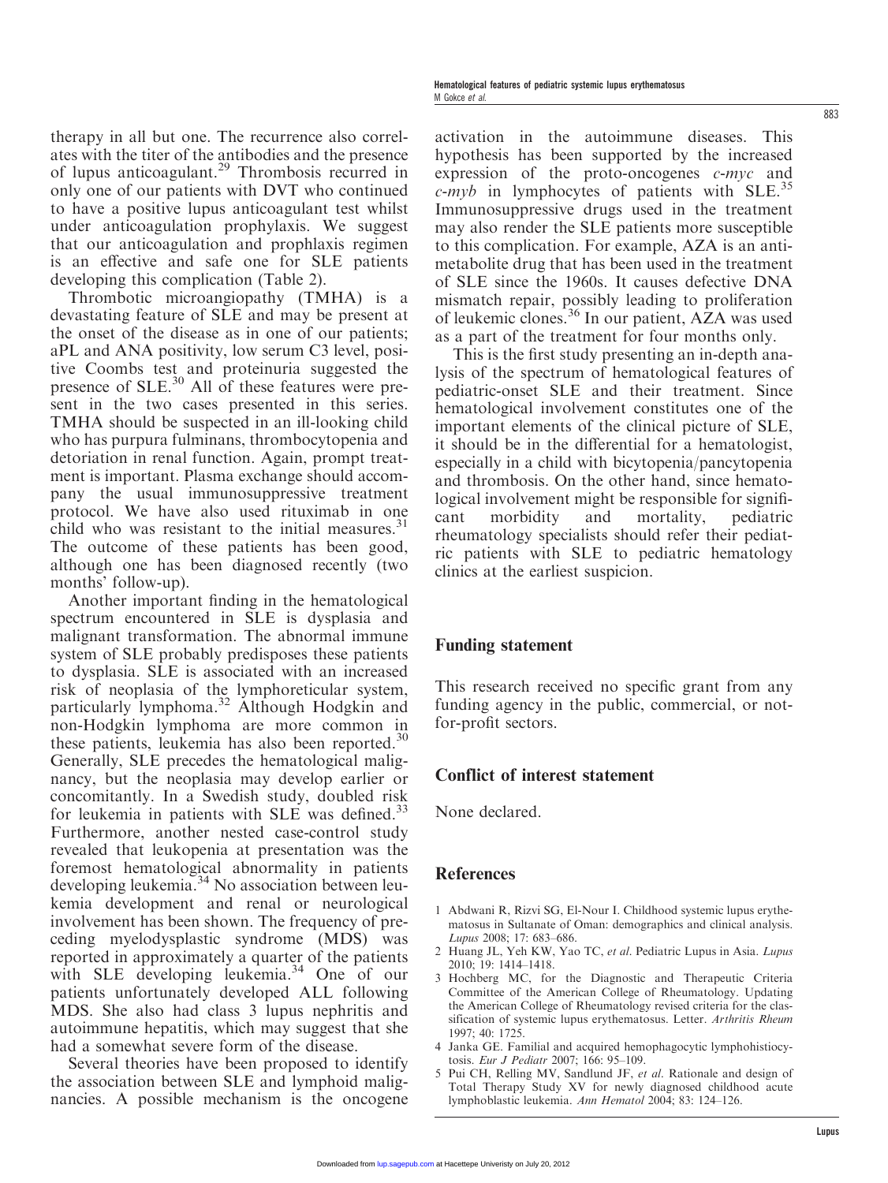therapy in all but one. The recurrence also correlates with the titer of the antibodies and the presence of lupus anticoagulant.[29] Thrombosis recurred in only one of our patients with DVT who continued to have a positive lupus anticoagulant test whilst under anticoagulation prophylaxis. We suggest that our anticoagulation and prophlaxis regimen is an effective and safe one for SLE patients developing this complication (Table 2).

Thrombotic microangiopathy (TMHA) is a devastating feature of SLE and may be present at the onset of the disease as in one of our patients; aPL and ANA positivity, low serum C3 level, positive Coombs test and proteinuria suggested the presence of SLE.[30] All of these features were present in the two cases presented in this series. TMHA should be suspected in an ill-looking child who has purpura fulminans, thrombocytopenia and detoriation in renal function. Again, prompt treatment is important. Plasma exchange should accompany the usual immunosuppressive treatment protocol. We have also used rituximab in one child who was resistant to the initial measures.[31] The outcome of these patients has been good, although one has been diagnosed recently (two months' follow-up).

Another important finding in the hematological spectrum encountered in SLE is dysplasia and malignant transformation. The abnormal immune system of SLE probably predisposes these patients to dysplasia. SLE is associated with an increased risk of neoplasia of the lymphoreticular system, particularly lymphoma.[32] Although Hodgkin and non-Hodgkin lymphoma are more common in these patients, leukemia has also been reported.[30] Generally, SLE precedes the hematological malignancy, but the neoplasia may develop earlier or concomitantly. In a Swedish study, doubled risk for leukemia in patients with SLE was defined.[33] Furthermore, another nested case-control study revealed that leukopenia at presentation was the foremost hematological abnormality in patients developing leukemia.[34] No association between leukemia development and renal or neurological involvement has been shown. The frequency of preceding myelodysplastic syndrome (MDS) was reported in approximately a quarter of the patients with SLE developing leukemia.[34] One of our patients unfortunately developed ALL following MDS. She also had class 3 lupus nephritis and autoimmune hepatitis, which may suggest that she had a somewhat severe form of the disease.

Several theories have been proposed to identify the association between SLE and lymphoid malignancies. A possible mechanism is the oncogene activation in the autoimmune diseases. This hypothesis has been supported by the increased expression of the proto-oncogenes *c-myc* and *c-myb* in lymphocytes of patients with SLE.[35] Immunosuppressive drugs used in the treatment may also render the SLE patients more susceptible to this complication. For example, AZA is an antimetabolite drug that has been used in the treatment of SLE since the 1960s. It causes defective DNA mismatch repair, possibly leading to proliferation of leukemic clones.[36] In our patient, AZA was used as a part of the treatment for four months only.

This is the first study presenting an in-depth analysis of the spectrum of hematological features of pediatric-onset SLE and their treatment. Since hematological involvement constitutes one of the important elements of the clinical picture of SLE, it should be in the differential for a hematologist, especially in a child with bicytopenia/pancytopenia and thrombosis. On the other hand, since hematological involvement might be responsible for significant morbidity and mortality, pediatric rheumatology specialists should refer their pediatric patients with SLE to pediatric hematology clinics at the earliest suspicion.

## Funding statement

This research received no specific grant from any funding agency in the public, commercial, or not-for-profit sectors.

## Conflict of interest statement

None declared.

## References

1. Abdwani R, Rizvi SG, El-Nour I. Childhood systemic lupus erythematosus in Sultanate of Oman: demographics and clinical analysis. *Lupus* 2008; 17: 683–686.
2. Huang JL, Yeh KW, Yao TC, *et al*. Pediatric Lupus in Asia. *Lupus* 2010; 19: 1414–1418.
3. Hochberg MC, for the Diagnostic and Therapeutic Criteria Committee of the American College of Rheumatology. Updating the American College of Rheumatology revised criteria for the classification of systemic lupus erythematosus. Letter. *Arthritis Rheum* 1997; 40: 1725.
4. Janka GE. Familial and acquired hemophagocytic lymphohistiocytosis. *Eur J Pediatr* 2007; 166: 95–109.
5. Pui CH, Relling MV, Sandlund JF, *et al*. Rationale and design of Total Therapy Study XV for newly diagnosed childhood acute lymphoblastic leukemia. *Ann Hematol* 2004; 83: 124–126.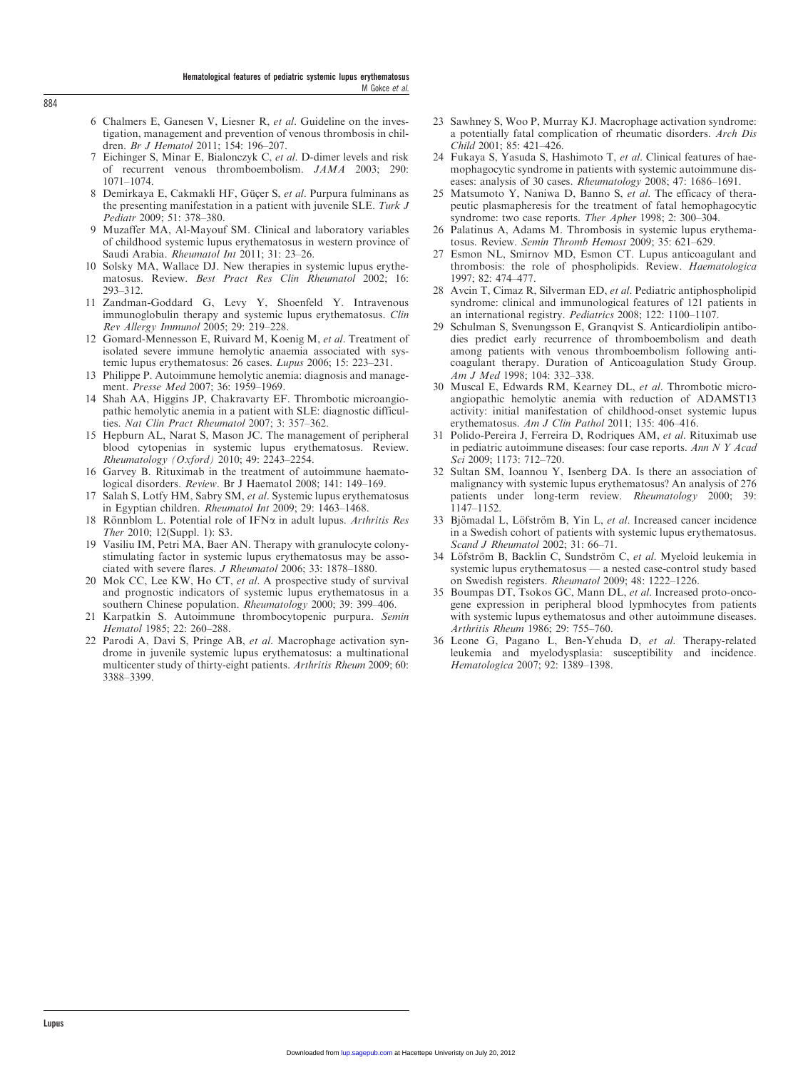6 Chalmers E, Ganesen V, Liesner R, *et al*. Guideline on the investigation, management and prevention of venous thrombosis in children. *Br J Hematol* 2011; 154: 196–207.

7 Eichinger S, Minar E, Bialonczyk C, *et al*. D-dimer levels and risk of recurrent venous thromboembolism. *JAMA* 2003; 290: 1071–1074.

8 Demirkaya E, Cakmakli HF, Güçer S, *et al*. Purpura fulminans as the presenting manifestation in a patient with juvenile SLE. *Turk J Pediatr* 2009; 51: 378–380.

9 Muzaffer MA, Al-Mayouf SM. Clinical and laboratory variables of childhood systemic lupus erythematosus in western province of Saudi Arabia. *Rheumatol Int* 2011; 31: 23–26.

10 Solsky MA, Wallace DJ. New therapies in systemic lupus erythematosus. Review. *Best Pract Res Clin Rheumatol* 2002; 16: 293–312.

11 Zandman-Goddard G, Levy Y, Shoenfeld Y. Intravenous immunoglobulin therapy and systemic lupus erythematosus. *Clin Rev Allergy Immunol* 2005; 29: 219–228.

12 Gomard-Mennesson E, Ruivard M, Koenig M, *et al*. Treatment of isolated severe immune hemolytic anaemia associated with systemic lupus erythematosus: 26 cases. *Lupus* 2006; 15: 223–231.

13 Philippe P. Autoimmune hemolytic anemia: diagnosis and management. *Presse Med* 2007; 36: 1959–1969.

14 Shah AA, Higgins JP, Chakravarty EF. Thrombotic microangiopathic hemolytic anemia in a patient with SLE: diagnostic difficulties. *Nat Clin Pract Rheumatol* 2007; 3: 357–362.

15 Hepburn AL, Narat S, Mason JC. The management of peripheral blood cytopenias in systemic lupus erythematosus. Review. *Rheumatology (Oxford)* 2010; 49: 2243–2254.

16 Garvey B. Rituximab in the treatment of autoimmune haematological disorders. *Review*. Br J Haematol 2008; 141: 149–169.

17 Salah S, Lotfy HM, Sabry SM, *et al*. Systemic lupus erythematosus in Egyptian children. *Rheumatol Int* 2009; 29: 1463–1468.

18 Rönnblom L. Potential role of IFNα in adult lupus. *Arthritis Res Ther* 2010; 12(Suppl. 1): S3.

19 Vasiliu IM, Petri MA, Baer AN. Therapy with granulocyte colony-stimulating factor in systemic lupus erythematosus may be associated with severe flares. *J Rheumatol* 2006; 33: 1878–1880.

20 Mok CC, Lee KW, Ho CT, *et al*. A prospective study of survival and prognostic indicators of systemic lupus erythematosus in a southern Chinese population. *Rheumatology* 2000; 39: 399–406.

21 Karpatkin S. Autoimmune thrombocytopenic purpura. *Semin Hematol* 1985; 22: 260–288.

22 Parodi A, Davi S, Pringe AB, *et al*. Macrophage activation syndrome in juvenile systemic lupus erythematosus: a multinational multicenter study of thirty-eight patients. *Arthritis Rheum* 2009; 60: 3388–3399.

23 Sawhney S, Woo P, Murray KJ. Macrophage activation syndrome: a potentially fatal complication of rheumatic disorders. *Arch Dis Child* 2001; 85: 421–426.

24 Fukaya S, Yasuda S, Hashimoto T, *et al*. Clinical features of haemophagocytic syndrome in patients with systemic autoimmune diseases: analysis of 30 cases. *Rheumatology* 2008; 47: 1686–1691.

25 Matsumoto Y, Naniwa D, Banno S, *et al*. The efficacy of therapeutic plasmapheresis for the treatment of fatal hemophagocytic syndrome: two case reports. *Ther Apher* 1998; 2: 300–304.

26 Palatinus A, Adams M. Thrombosis in systemic lupus erythematosus. Review. *Semin Thromb Hemost* 2009; 35: 621–629.

27 Esmon NL, Smirnov MD, Esmon CT. Lupus anticoagulant and thrombosis: the role of phospholipids. Review. *Haematologica* 1997; 82: 474–477.

28 Avcin T, Cimaz R, Silverman ED, *et al*. Pediatric antiphospholipid syndrome: clinical and immunological features of 121 patients in an international registry. *Pediatrics* 2008; 122: 1100–1107.

29 Schulman S, Svenungsson E, Granqvist S. Anticardiolipin antibodies predict early recurrence of thromboembolism and death among patients with venous thromboembolism following anticoagulant therapy. Duration of Anticoagulation Study Group. *Am J Med* 1998; 104: 332–338.

30 Muscal E, Edwards RM, Kearney DL, *et al*. Thrombotic microangiopathic hemolytic anemia with reduction of ADAMST13 activity: initial manifestation of childhood-onset systemic lupus erythematosus. *Am J Clin Pathol* 2011; 135: 406–416.

31 Polido-Pereira J, Ferreira D, Rodriques AM, *et al*. Rituximab use in pediatric autoimmune diseases: four case reports. *Ann N Y Acad Sci* 2009; 1173: 712–720.

32 Sultan SM, Ioannou Y, Isenberg DA. Is there an association of malignancy with systemic lupus erythematosus? An analysis of 276 patients under long-term review. *Rheumatology* 2000; 39: 1147–1152.

33 Bjömadal L, Löfström B, Yin L, *et al*. Increased cancer incidence in a Swedish cohort of patients with systemic lupus erythematosus. *Scand J Rheumatol* 2002; 31: 66–71.

34 Löfström B, Backlin C, Sundström C, *et al*. Myeloid leukemia in systemic lupus erythematosus — a nested case-control study based on Swedish registers. *Rheumatol* 2009; 48: 1222–1226.

35 Boumpas DT, Tsokos GC, Mann DL, *et al*. Increased proto-oncogene expression in peripheral blood lypmhocytes from patients with systemic lupus eythematosus and other autoimmune diseases. *Arthritis Rheum* 1986; 29: 755–760.

36 Leone G, Pagano L, Ben-Yehuda D, *et al*. Therapy-related leukemia and myelodysplasia: susceptibility and incidence. *Hematologica* 2007; 92: 1389–1398.